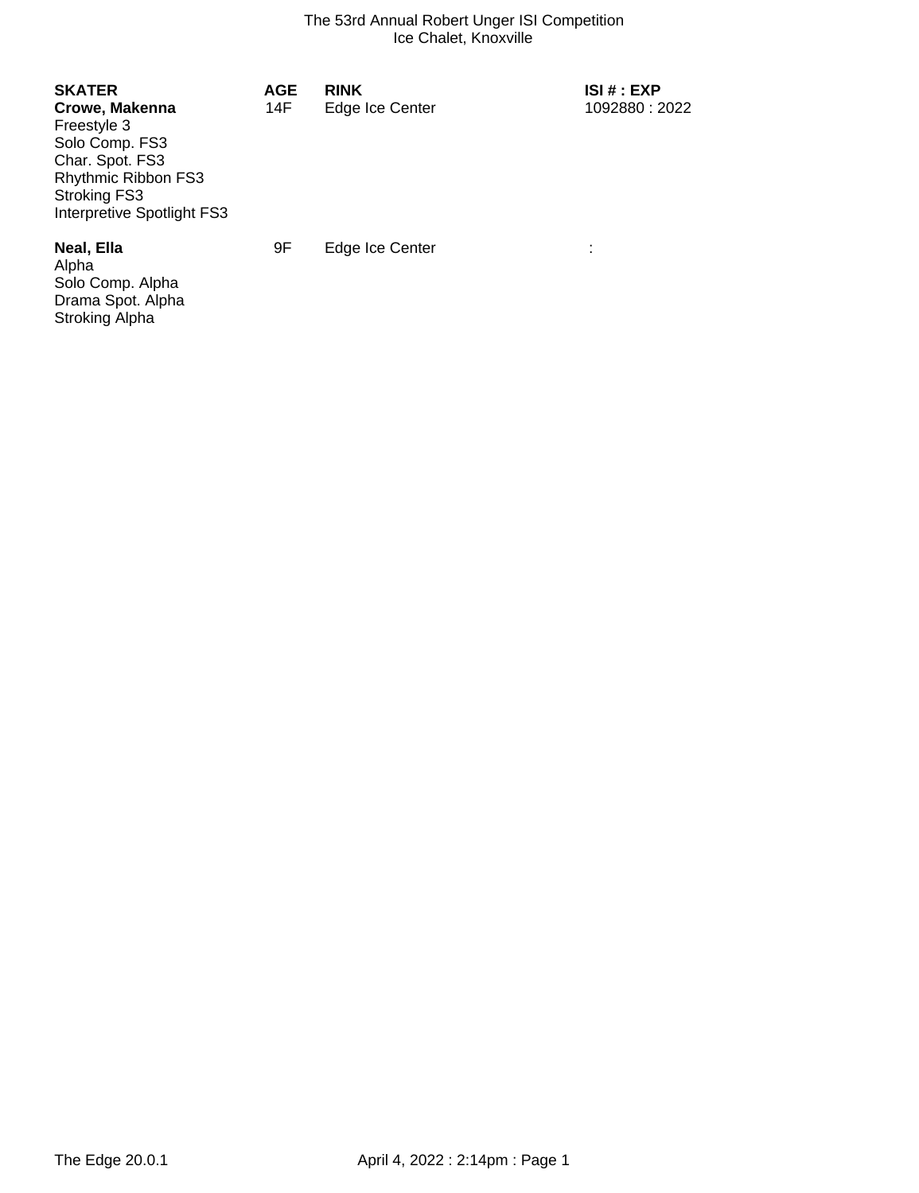The 53rd Annual Robert Unger ISI Competition
Ice Chalet, Knoxville

| SKATER | AGE | RINK | ISI # : EXP |
|---|---|---|---|
| **Crowe, Makenna** | 14F | Edge Ice Center | 1092880 : 2022 |
| Freestyle 3 | | | |
| Solo Comp. FS3 | | | |
| Char. Spot. FS3 | | | |
| Rhythmic Ribbon FS3 | | | |
| Stroking FS3 | | | |
| Interpretive Spotlight FS3 | | | |
| **Neal, Ella** | 9F | Edge Ice Center | : |
| Alpha | | | |
| Solo Comp. Alpha | | | |
| Drama Spot. Alpha | | | |
| Stroking Alpha | | | |

The Edge 20.0.1 April 4, 2022 : 2:14pm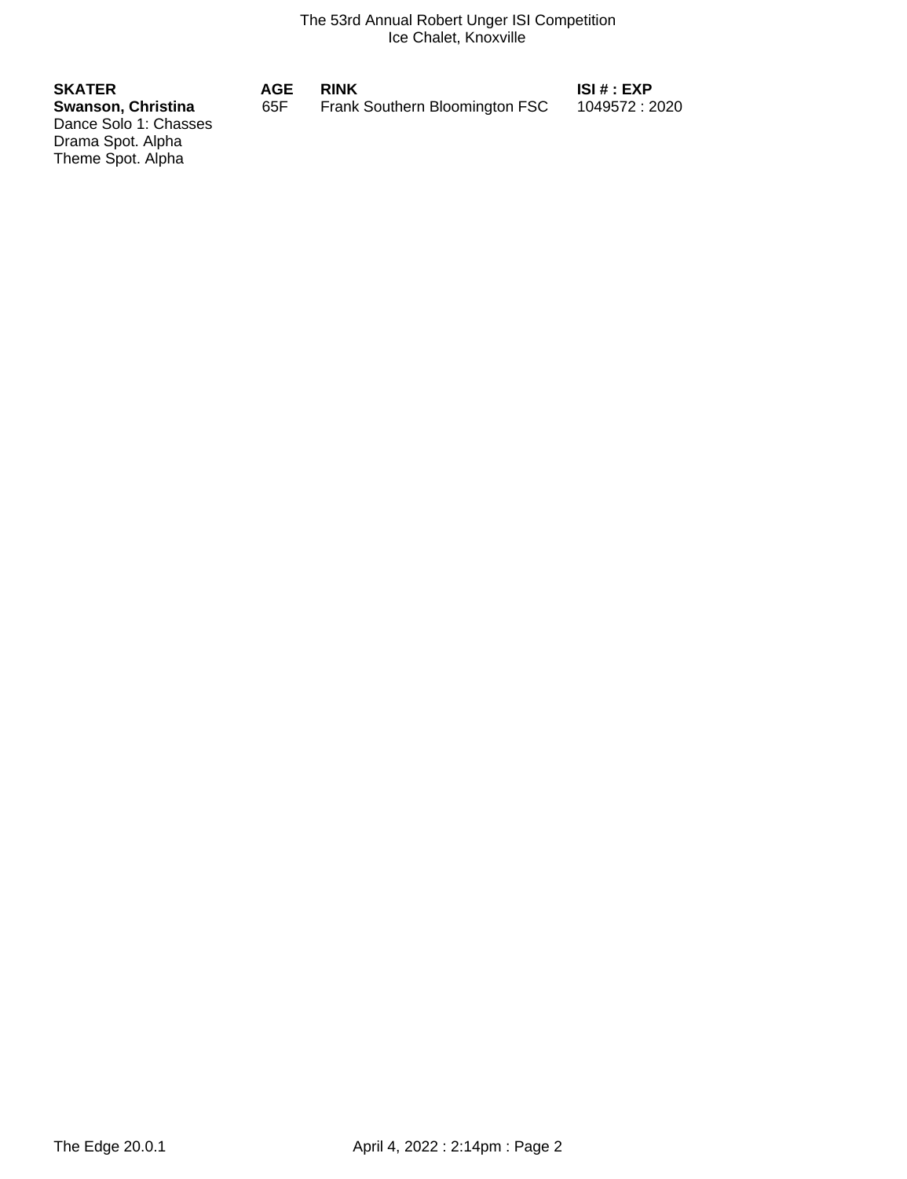| SKATER | AGE | RINK | ISI # : EXP |
|---|---|---|---|
| **Swanson, Christina** | 65F | Frank Southern Bloomington FSC | 1049572 : 2020 |

Dance Solo 1: Chasses
Drama Spot. Alpha
Theme Spot. Alpha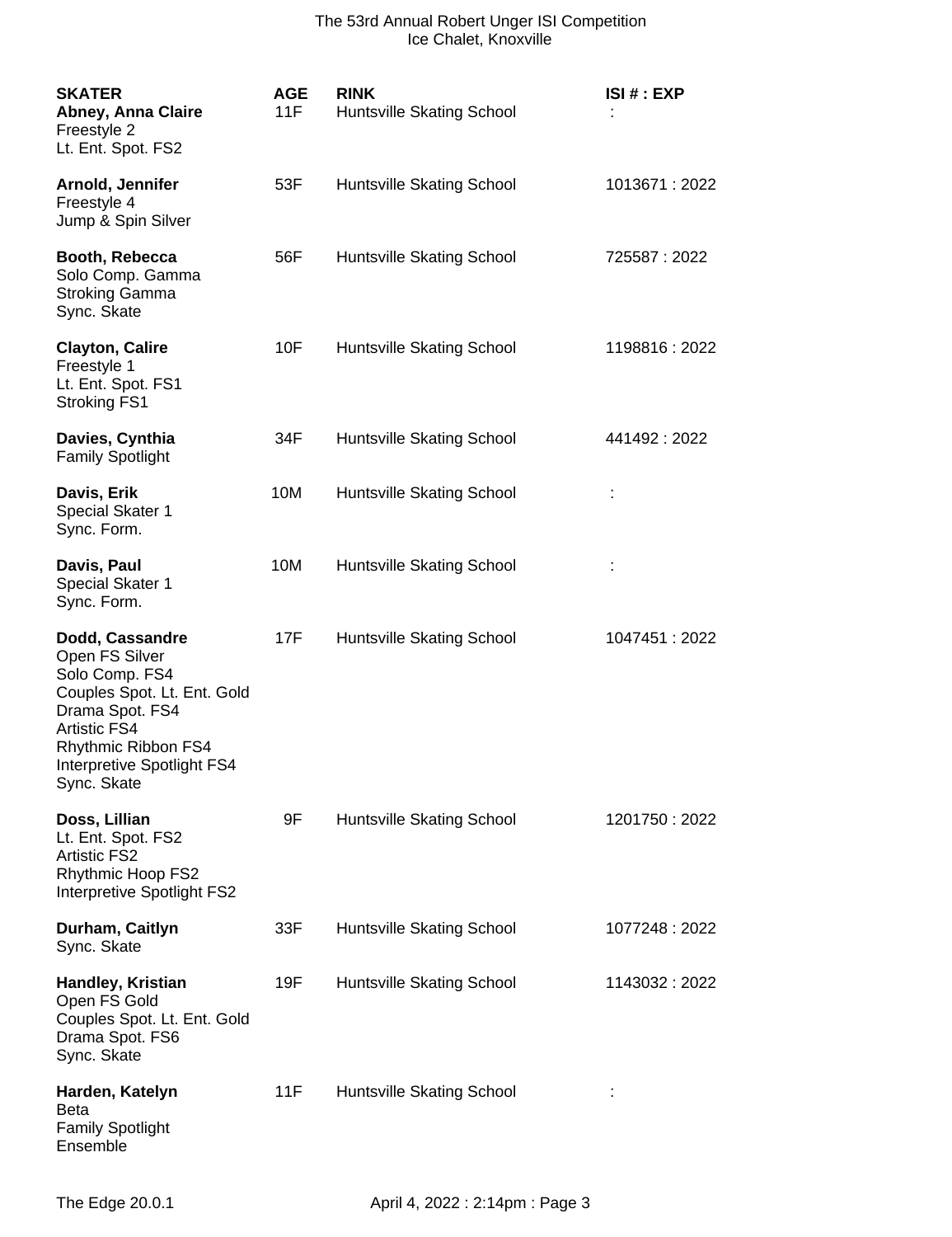# The 53rd Annual Robert Unger ISI Competition
Ice Chalet, Knoxville

| SKATER | AGE | RINK | ISI # : EXP |
|---|---|---|---|
| **Abney, Anna Claire**<br>Freestyle 2<br>Lt. Ent. Spot. FS2 | 11F | Huntsville Skating School | : |
| **Arnold, Jennifer**<br>Freestyle 4<br>Jump & Spin Silver | 53F | Huntsville Skating School | 1013671 : 2022 |
| **Booth, Rebecca**<br>Solo Comp. Gamma<br>Stroking Gamma<br>Sync. Skate | 56F | Huntsville Skating School | 725587 : 2022 |
| **Clayton, Calire**<br>Freestyle 1<br>Lt. Ent. Spot. FS1<br>Stroking FS1 | 10F | Huntsville Skating School | 1198816 : 2022 |
| **Davies, Cynthia**<br>Family Spotlight | 34F | Huntsville Skating School | 441492 : 2022 |
| **Davis, Erik**<br>Special Skater 1<br>Sync. Form. | 10M | Huntsville Skating School | : |
| **Davis, Paul**<br>Special Skater 1<br>Sync. Form. | 10M | Huntsville Skating School | : |
| **Dodd, Cassandre**<br>Open FS Silver<br>Solo Comp. FS4<br>Couples Spot. Lt. Ent. Gold<br>Drama Spot. FS4<br>Artistic FS4<br>Rhythmic Ribbon FS4<br>Interpretive Spotlight FS4<br>Sync. Skate | 17F | Huntsville Skating School | 1047451 : 2022 |
| **Doss, Lillian**<br>Lt. Ent. Spot. FS2<br>Artistic FS2<br>Rhythmic Hoop FS2<br>Interpretive Spotlight FS2 | 9F | Huntsville Skating School | 1201750 : 2022 |
| **Durham, Caitlyn**<br>Sync. Skate | 33F | Huntsville Skating School | 1077248 : 2022 |
| **Handley, Kristian**<br>Open FS Gold<br>Couples Spot. Lt. Ent. Gold<br>Drama Spot. FS6<br>Sync. Skate | 19F | Huntsville Skating School | 1143032 : 2022 |
| **Harden, Katelyn**<br>Beta<br>Family Spotlight<br>Ensemble | 11F | Huntsville Skating School | : |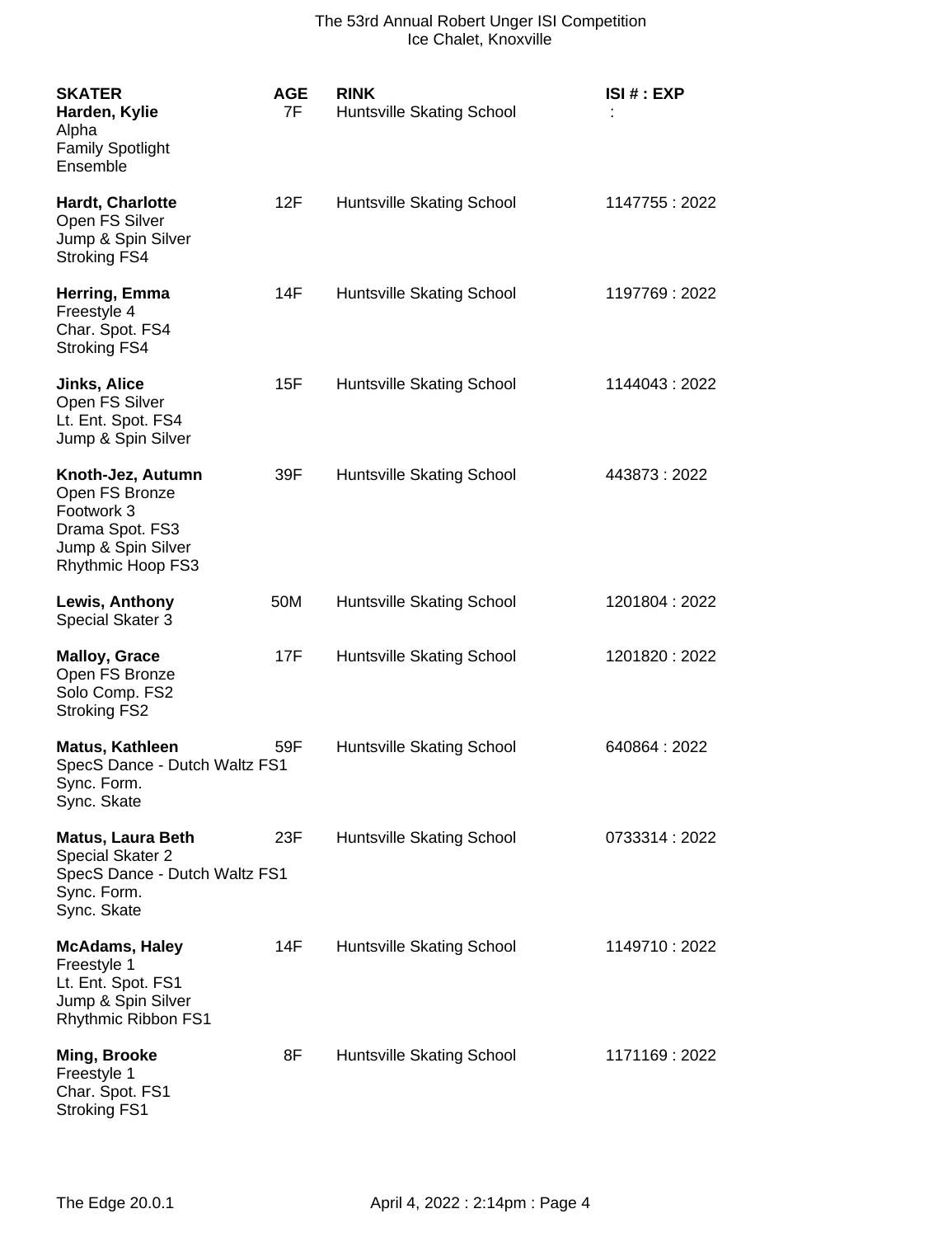| SKATER | AGE | RINK | ISI # : EXP |
|---|---|---|---|
| **Harden, Kylie**<br>Alpha<br>Family Spotlight<br>Ensemble | 7F | Huntsville Skating School | : |
| **Hardt, Charlotte**<br>Open FS Silver<br>Jump & Spin Silver<br>Stroking FS4 | 12F | Huntsville Skating School | 1147755 : 2022 |
| **Herring, Emma**<br>Freestyle 4<br>Char. Spot. FS4<br>Stroking FS4 | 14F | Huntsville Skating School | 1197769 : 2022 |
| **Jinks, Alice**<br>Open FS Silver<br>Lt. Ent. Spot. FS4<br>Jump & Spin Silver | 15F | Huntsville Skating School | 1144043 : 2022 |
| **Knoth-Jez, Autumn**<br>Open FS Bronze<br>Footwork 3<br>Drama Spot. FS3<br>Jump & Spin Silver<br>Rhythmic Hoop FS3 | 39F | Huntsville Skating School | 443873 : 2022 |
| **Lewis, Anthony**<br>Special Skater 3 | 50M | Huntsville Skating School | 1201804 : 2022 |
| **Malloy, Grace**<br>Open FS Bronze<br>Solo Comp. FS2<br>Stroking FS2 | 17F | Huntsville Skating School | 1201820 : 2022 |
| **Matus, Kathleen**<br>SpecS Dance - Dutch Waltz FS1<br>Sync. Form.<br>Sync. Skate | 59F | Huntsville Skating School | 640864 : 2022 |
| **Matus, Laura Beth**<br>Special Skater 2<br>SpecS Dance - Dutch Waltz FS1<br>Sync. Form.<br>Sync. Skate | 23F | Huntsville Skating School | 0733314 : 2022 |
| **McAdams, Haley**<br>Freestyle 1<br>Lt. Ent. Spot. FS1<br>Jump & Spin Silver<br>Rhythmic Ribbon FS1 | 14F | Huntsville Skating School | 1149710 : 2022 |
| **Ming, Brooke**<br>Freestyle 1<br>Char. Spot. FS1<br>Stroking FS1 | 8F | Huntsville Skating School | 1171169 : 2022 |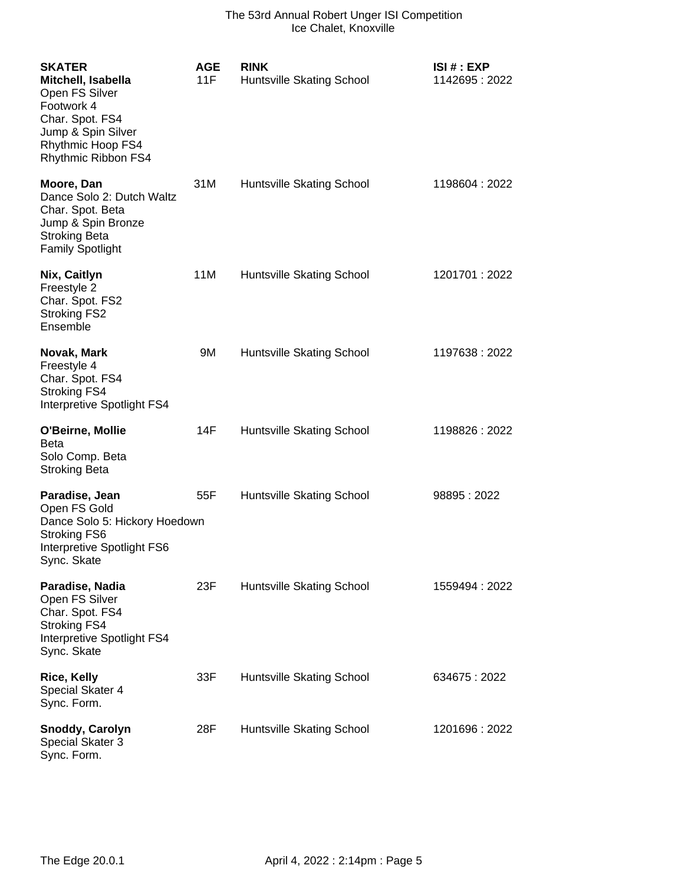| SKATER | AGE | RINK | ISI # : EXP |
|---|---|---|---|
| **Mitchell, Isabella**<br>Open FS Silver<br>Footwork 4<br>Char. Spot. FS4<br>Jump & Spin Silver<br>Rhythmic Hoop FS4<br>Rhythmic Ribbon FS4 | 11F | Huntsville Skating School | 1142695 : 2022 |
| **Moore, Dan**<br>Dance Solo 2: Dutch Waltz<br>Char. Spot. Beta<br>Jump & Spin Bronze<br>Stroking Beta<br>Family Spotlight | 31M | Huntsville Skating School | 1198604 : 2022 |
| **Nix, Caitlyn**<br>Freestyle 2<br>Char. Spot. FS2<br>Stroking FS2<br>Ensemble | 11M | Huntsville Skating School | 1201701 : 2022 |
| **Novak, Mark**<br>Freestyle 4<br>Char. Spot. FS4<br>Stroking FS4<br>Interpretive Spotlight FS4 | 9M | Huntsville Skating School | 1197638 : 2022 |
| **O'Beirne, Mollie**<br>Beta<br>Solo Comp. Beta<br>Stroking Beta | 14F | Huntsville Skating School | 1198826 : 2022 |
| **Paradise, Jean**<br>Open FS Gold<br>Dance Solo 5: Hickory Hoedown<br>Stroking FS6<br>Interpretive Spotlight FS6<br>Sync. Skate | 55F | Huntsville Skating School | 98895 : 2022 |
| **Paradise, Nadia**<br>Open FS Silver<br>Char. Spot. FS4<br>Stroking FS4<br>Interpretive Spotlight FS4<br>Sync. Skate | 23F | Huntsville Skating School | 1559494 : 2022 |
| **Rice, Kelly**<br>Special Skater 4<br>Sync. Form. | 33F | Huntsville Skating School | 634675 : 2022 |
| **Snoddy, Carolyn**<br>Special Skater 3<br>Sync. Form. | 28F | Huntsville Skating School | 1201696 : 2022 |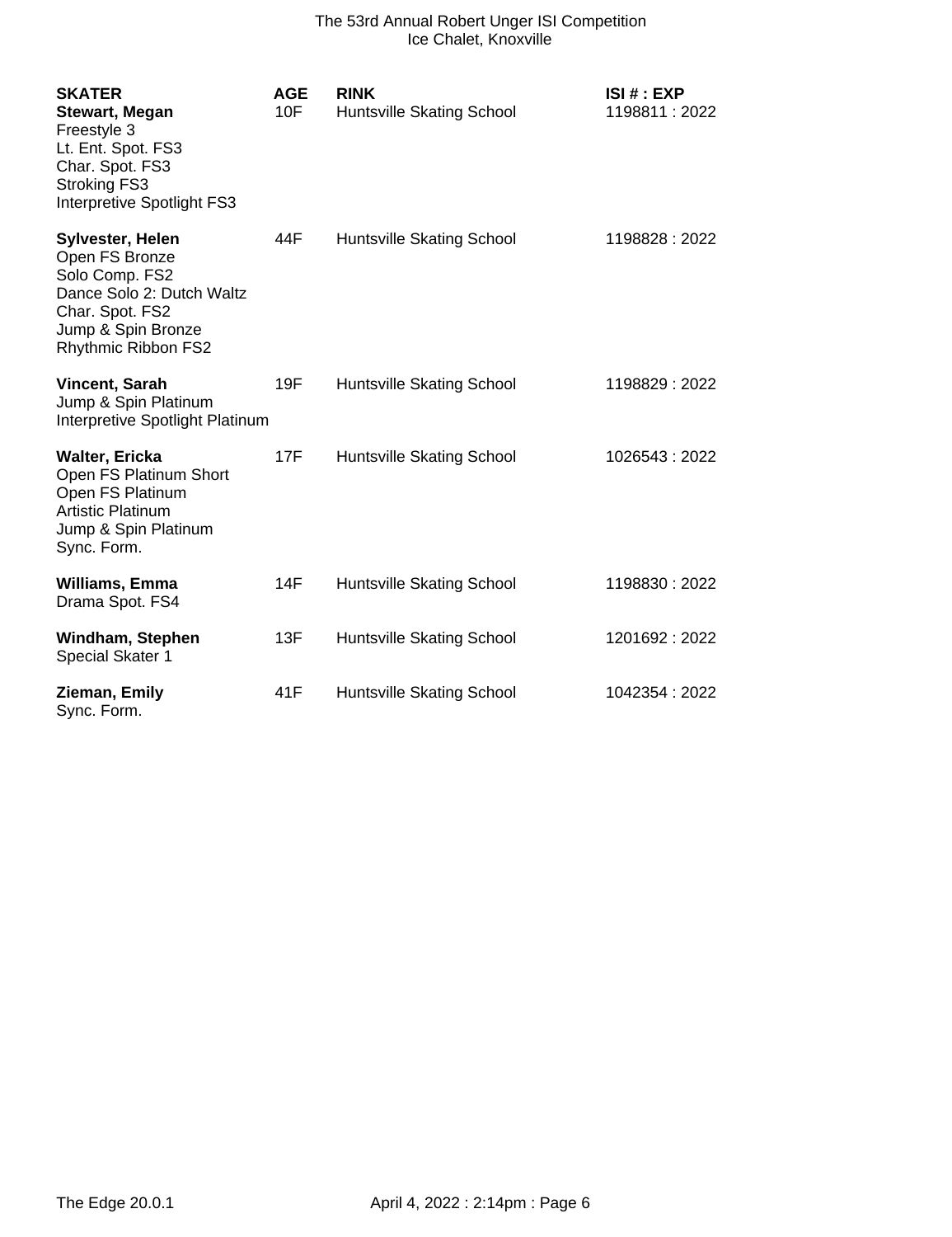| SKATER | AGE | RINK | ISI # : EXP |
|---|---|---|---|
| **Stewart, Megan**<br>Freestyle 3<br>Lt. Ent. Spot. FS3<br>Char. Spot. FS3<br>Stroking FS3<br>Interpretive Spotlight FS3 | 10F | Huntsville Skating School | 1198811 : 2022 |
| **Sylvester, Helen**<br>Open FS Bronze<br>Solo Comp. FS2<br>Dance Solo 2: Dutch Waltz<br>Char. Spot. FS2<br>Jump & Spin Bronze<br>Rhythmic Ribbon FS2 | 44F | Huntsville Skating School | 1198828 : 2022 |
| **Vincent, Sarah**<br>Jump & Spin Platinum<br>Interpretive Spotlight Platinum | 19F | Huntsville Skating School | 1198829 : 2022 |
| **Walter, Ericka**<br>Open FS Platinum Short<br>Open FS Platinum<br>Artistic Platinum<br>Jump & Spin Platinum<br>Sync. Form. | 17F | Huntsville Skating School | 1026543 : 2022 |
| **Williams, Emma**<br>Drama Spot. FS4 | 14F | Huntsville Skating School | 1198830 : 2022 |
| **Windham, Stephen**<br>Special Skater 1 | 13F | Huntsville Skating School | 1201692 : 2022 |
| **Zieman, Emily**<br>Sync. Form. | 41F | Huntsville Skating School | 1042354 : 2022 |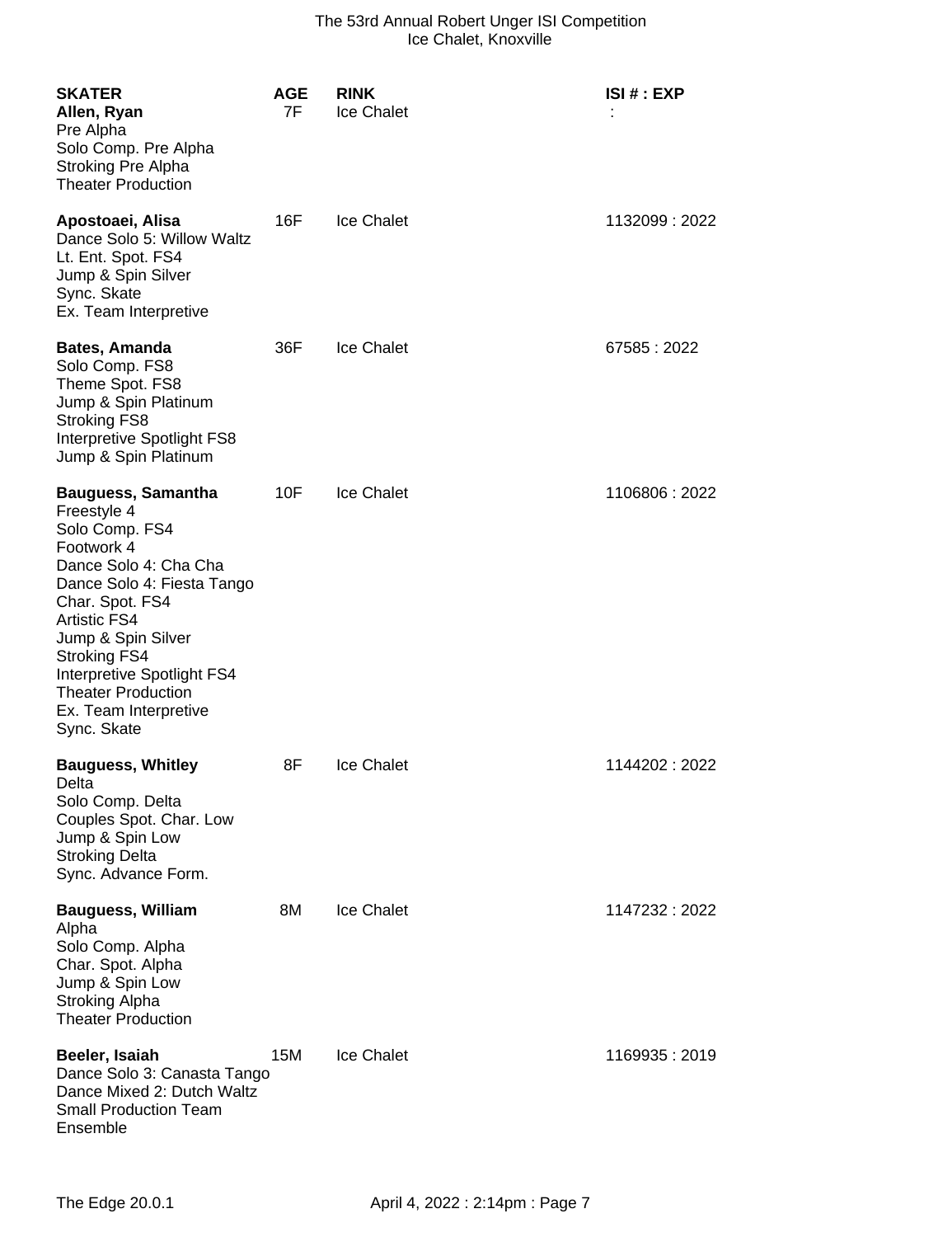| SKATER | AGE | RINK | ISI # : EXP |
|---|---|---|---|
| **Allen, Ryan** | 7F | Ice Chalet | : |
| Pre Alpha | | | |
| Solo Comp. Pre Alpha | | | |
| Stroking Pre Alpha | | | |
| Theater Production | | | |
| **Apostoaei, Alisa** | 16F | Ice Chalet | 1132099 : 2022 |
| Dance Solo 5: Willow Waltz | | | |
| Lt. Ent. Spot. FS4 | | | |
| Jump & Spin Silver | | | |
| Sync. Skate | | | |
| Ex. Team Interpretive | | | |
| **Bates, Amanda** | 36F | Ice Chalet | 67585 : 2022 |
| Solo Comp. FS8 | | | |
| Theme Spot. FS8 | | | |
| Jump & Spin Platinum | | | |
| Stroking FS8 | | | |
| Interpretive Spotlight FS8 | | | |
| Jump & Spin Platinum | | | |
| **Bauguess, Samantha** | 10F | Ice Chalet | 1106806 : 2022 |
| Freestyle 4 | | | |
| Solo Comp. FS4 | | | |
| Footwork 4 | | | |
| Dance Solo 4: Cha Cha | | | |
| Dance Solo 4: Fiesta Tango | | | |
| Char. Spot. FS4 | | | |
| Artistic FS4 | | | |
| Jump & Spin Silver | | | |
| Stroking FS4 | | | |
| Interpretive Spotlight FS4 | | | |
| Theater Production | | | |
| Ex. Team Interpretive | | | |
| Sync. Skate | | | |
| **Bauguess, Whitley** | 8F | Ice Chalet | 1144202 : 2022 |
| Delta | | | |
| Solo Comp. Delta | | | |
| Couples Spot. Char. Low | | | |
| Jump & Spin Low | | | |
| Stroking Delta | | | |
| Sync. Advance Form. | | | |
| **Bauguess, William** | 8M | Ice Chalet | 1147232 : 2022 |
| Alpha | | | |
| Solo Comp. Alpha | | | |
| Char. Spot. Alpha | | | |
| Jump & Spin Low | | | |
| Stroking Alpha | | | |
| Theater Production | | | |
| **Beeler, Isaiah** | 15M | Ice Chalet | 1169935 : 2019 |
| Dance Solo 3: Canasta Tango | | | |
| Dance Mixed 2: Dutch Waltz | | | |
| Small Production Team | | | |
| Ensemble | | | |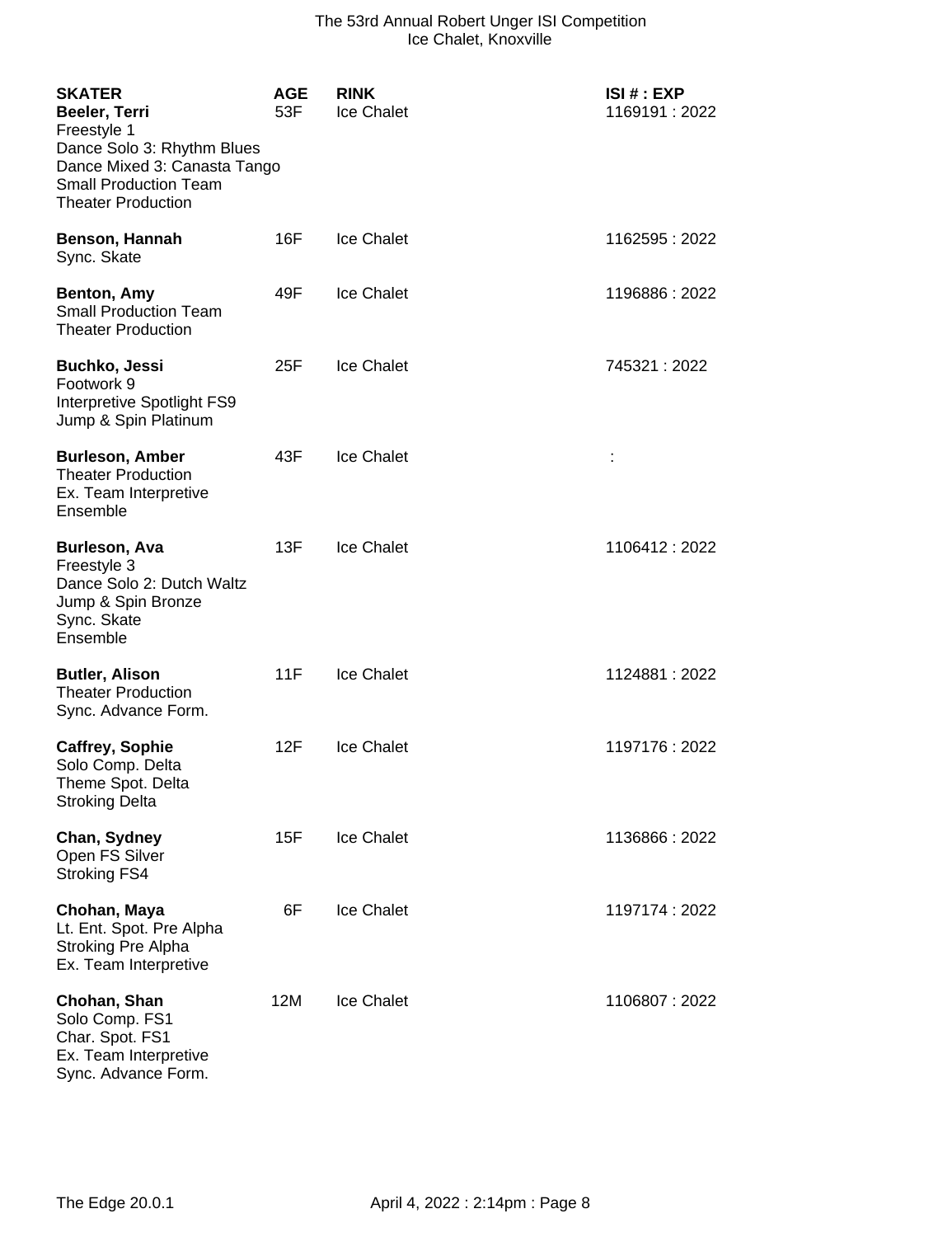| SKATER | AGE | RINK | ISI # : EXP |
|---|---|---|---|
| **Beeler, Terri** | 53F | Ice Chalet | 1169191 : 2022 |
| Freestyle 1 | | | |
| Dance Solo 3: Rhythm Blues | | | |
| Dance Mixed 3: Canasta Tango | | | |
| Small Production Team | | | |
| Theater Production | | | |
| **Benson, Hannah** | 16F | Ice Chalet | 1162595 : 2022 |
| Sync. Skate | | | |
| **Benton, Amy** | 49F | Ice Chalet | 1196886 : 2022 |
| Small Production Team | | | |
| Theater Production | | | |
| **Buchko, Jessi** | 25F | Ice Chalet | 745321 : 2022 |
| Footwork 9 | | | |
| Interpretive Spotlight FS9 | | | |
| Jump & Spin Platinum | | | |
| **Burleson, Amber** | 43F | Ice Chalet | : |
| Theater Production | | | |
| Ex. Team Interpretive | | | |
| Ensemble | | | |
| **Burleson, Ava** | 13F | Ice Chalet | 1106412 : 2022 |
| Freestyle 3 | | | |
| Dance Solo 2: Dutch Waltz | | | |
| Jump & Spin Bronze | | | |
| Sync. Skate | | | |
| Ensemble | | | |
| **Butler, Alison** | 11F | Ice Chalet | 1124881 : 2022 |
| Theater Production | | | |
| Sync. Advance Form. | | | |
| **Caffrey, Sophie** | 12F | Ice Chalet | 1197176 : 2022 |
| Solo Comp. Delta | | | |
| Theme Spot. Delta | | | |
| Stroking Delta | | | |
| **Chan, Sydney** | 15F | Ice Chalet | 1136866 : 2022 |
| Open FS Silver | | | |
| Stroking FS4 | | | |
| **Chohan, Maya** | 6F | Ice Chalet | 1197174 : 2022 |
| Lt. Ent. Spot. Pre Alpha | | | |
| Stroking Pre Alpha | | | |
| Ex. Team Interpretive | | | |
| **Chohan, Shan** | 12M | Ice Chalet | 1106807 : 2022 |
| Solo Comp. FS1 | | | |
| Char. Spot. FS1 | | | |
| Ex. Team Interpretive | | | |
| Sync. Advance Form. | | | |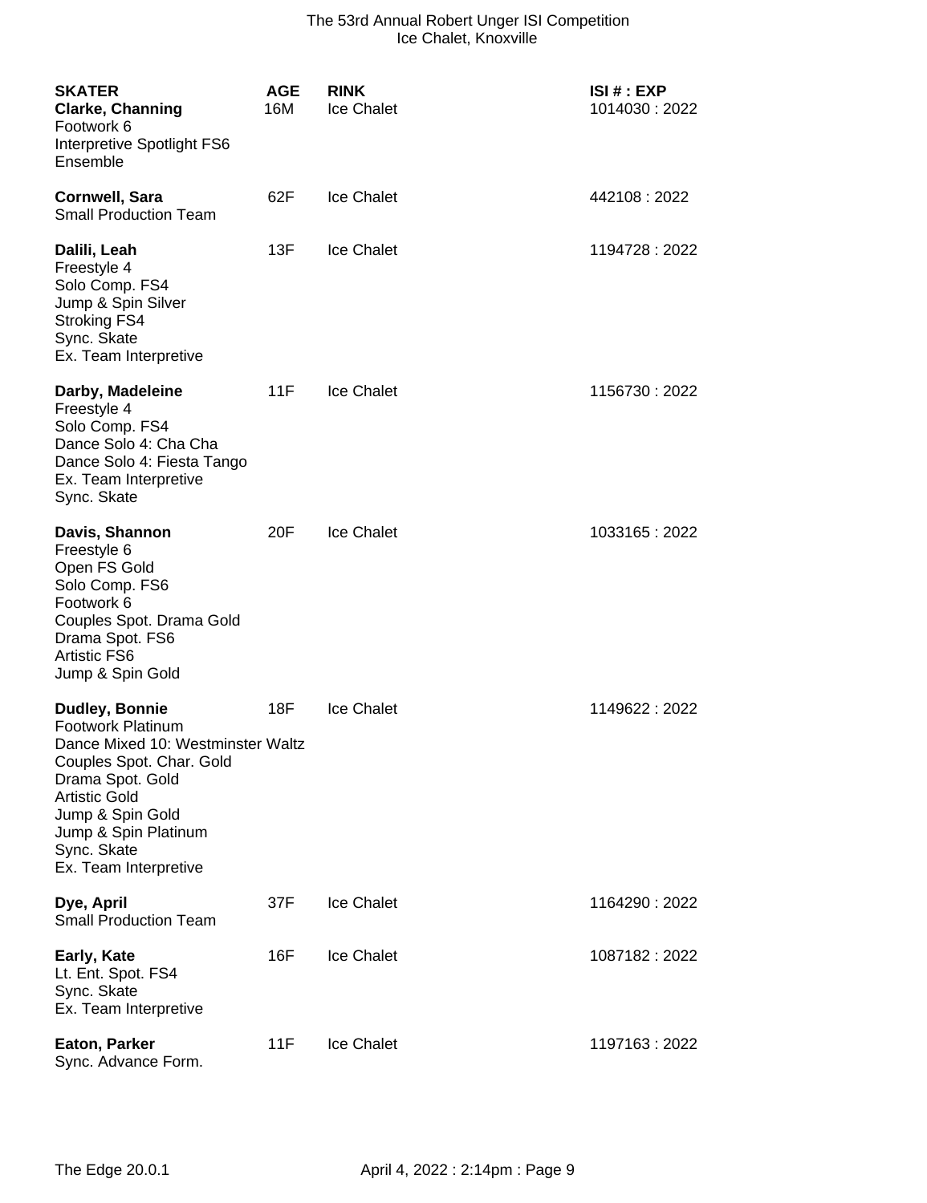| SKATER | AGE | RINK | ISI # : EXP |
|---|---|---|---|
| **Clarke, Channing**<br>Footwork 6<br>Interpretive Spotlight FS6<br>Ensemble | 16M | Ice Chalet | 1014030 : 2022 |
| **Cornwell, Sara**<br>Small Production Team | 62F | Ice Chalet | 442108 : 2022 |
| **Dalili, Leah**<br>Freestyle 4<br>Solo Comp. FS4<br>Jump & Spin Silver<br>Stroking FS4<br>Sync. Skate<br>Ex. Team Interpretive | 13F | Ice Chalet | 1194728 : 2022 |
| **Darby, Madeleine**<br>Freestyle 4<br>Solo Comp. FS4<br>Dance Solo 4: Cha Cha<br>Dance Solo 4: Fiesta Tango<br>Ex. Team Interpretive<br>Sync. Skate | 11F | Ice Chalet | 1156730 : 2022 |
| **Davis, Shannon**<br>Freestyle 6<br>Open FS Gold<br>Solo Comp. FS6<br>Footwork 6<br>Couples Spot. Drama Gold<br>Drama Spot. FS6<br>Artistic FS6<br>Jump & Spin Gold | 20F | Ice Chalet | 1033165 : 2022 |
| **Dudley, Bonnie**<br>Footwork Platinum<br>Dance Mixed 10: Westminster Waltz<br>Couples Spot. Char. Gold<br>Drama Spot. Gold<br>Artistic Gold<br>Jump & Spin Gold<br>Jump & Spin Platinum<br>Sync. Skate<br>Ex. Team Interpretive | 18F | Ice Chalet | 1149622 : 2022 |
| **Dye, April**<br>Small Production Team | 37F | Ice Chalet | 1164290 : 2022 |
| **Early, Kate**<br>Lt. Ent. Spot. FS4<br>Sync. Skate<br>Ex. Team Interpretive | 16F | Ice Chalet | 1087182 : 2022 |
| **Eaton, Parker**<br>Sync. Advance Form. | 11F | Ice Chalet | 1197163 : 2022 |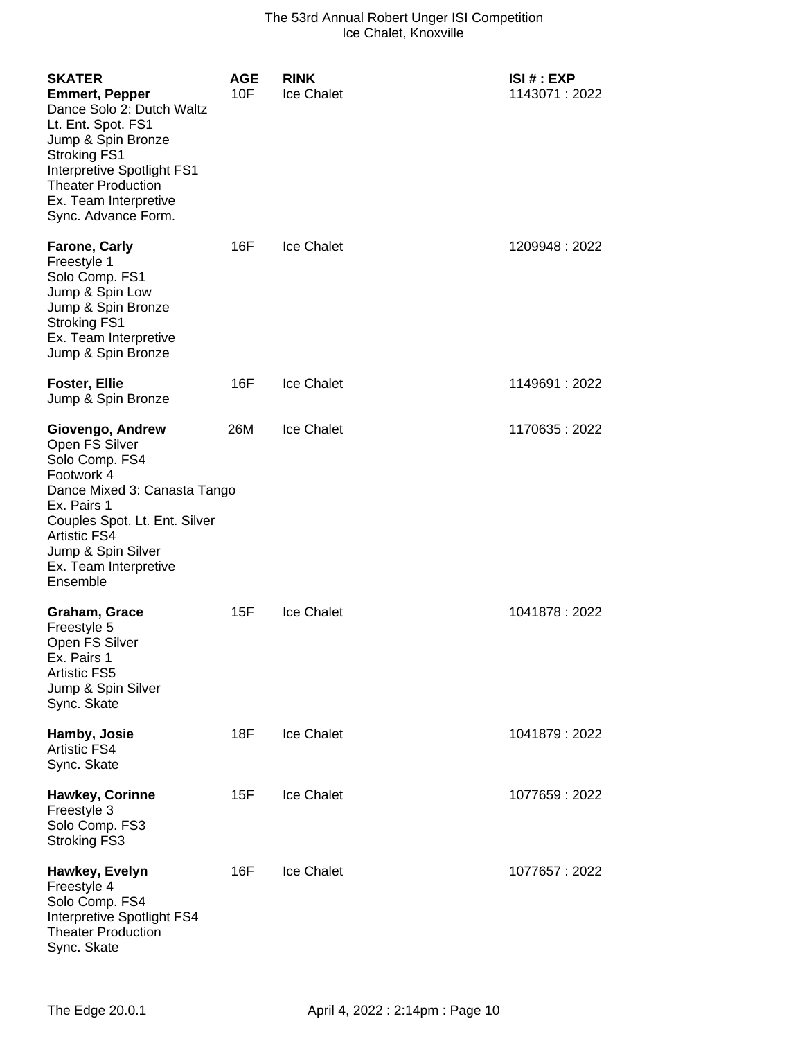| SKATER | AGE | RINK | ISI # : EXP |
|---|---|---|---|
| **Emmert, Pepper** | 10F | Ice Chalet | 1143071 : 2022 |
| Dance Solo 2: Dutch Waltz | | | |
| Lt. Ent. Spot. FS1 | | | |
| Jump & Spin Bronze | | | |
| Stroking FS1 | | | |
| Interpretive Spotlight FS1 | | | |
| Theater Production | | | |
| Ex. Team Interpretive | | | |
| Sync. Advance Form. | | | |
| **Farone, Carly** | 16F | Ice Chalet | 1209948 : 2022 |
| Freestyle 1 | | | |
| Solo Comp. FS1 | | | |
| Jump & Spin Low | | | |
| Jump & Spin Bronze | | | |
| Stroking FS1 | | | |
| Ex. Team Interpretive | | | |
| Jump & Spin Bronze | | | |
| **Foster, Ellie** | 16F | Ice Chalet | 1149691 : 2022 |
| Jump & Spin Bronze | | | |
| **Giovengo, Andrew** | 26M | Ice Chalet | 1170635 : 2022 |
| Open FS Silver | | | |
| Solo Comp. FS4 | | | |
| Footwork 4 | | | |
| Dance Mixed 3: Canasta Tango | | | |
| Ex. Pairs 1 | | | |
| Couples Spot. Lt. Ent. Silver | | | |
| Artistic FS4 | | | |
| Jump & Spin Silver | | | |
| Ex. Team Interpretive | | | |
| Ensemble | | | |
| **Graham, Grace** | 15F | Ice Chalet | 1041878 : 2022 |
| Freestyle 5 | | | |
| Open FS Silver | | | |
| Ex. Pairs 1 | | | |
| Artistic FS5 | | | |
| Jump & Spin Silver | | | |
| Sync. Skate | | | |
| **Hamby, Josie** | 18F | Ice Chalet | 1041879 : 2022 |
| Artistic FS4 | | | |
| Sync. Skate | | | |
| **Hawkey, Corinne** | 15F | Ice Chalet | 1077659 : 2022 |
| Freestyle 3 | | | |
| Solo Comp. FS3 | | | |
| Stroking FS3 | | | |
| **Hawkey, Evelyn** | 16F | Ice Chalet | 1077657 : 2022 |
| Freestyle 4 | | | |
| Solo Comp. FS4 | | | |
| Interpretive Spotlight FS4 | | | |
| Theater Production | | | |
| Sync. Skate | | | |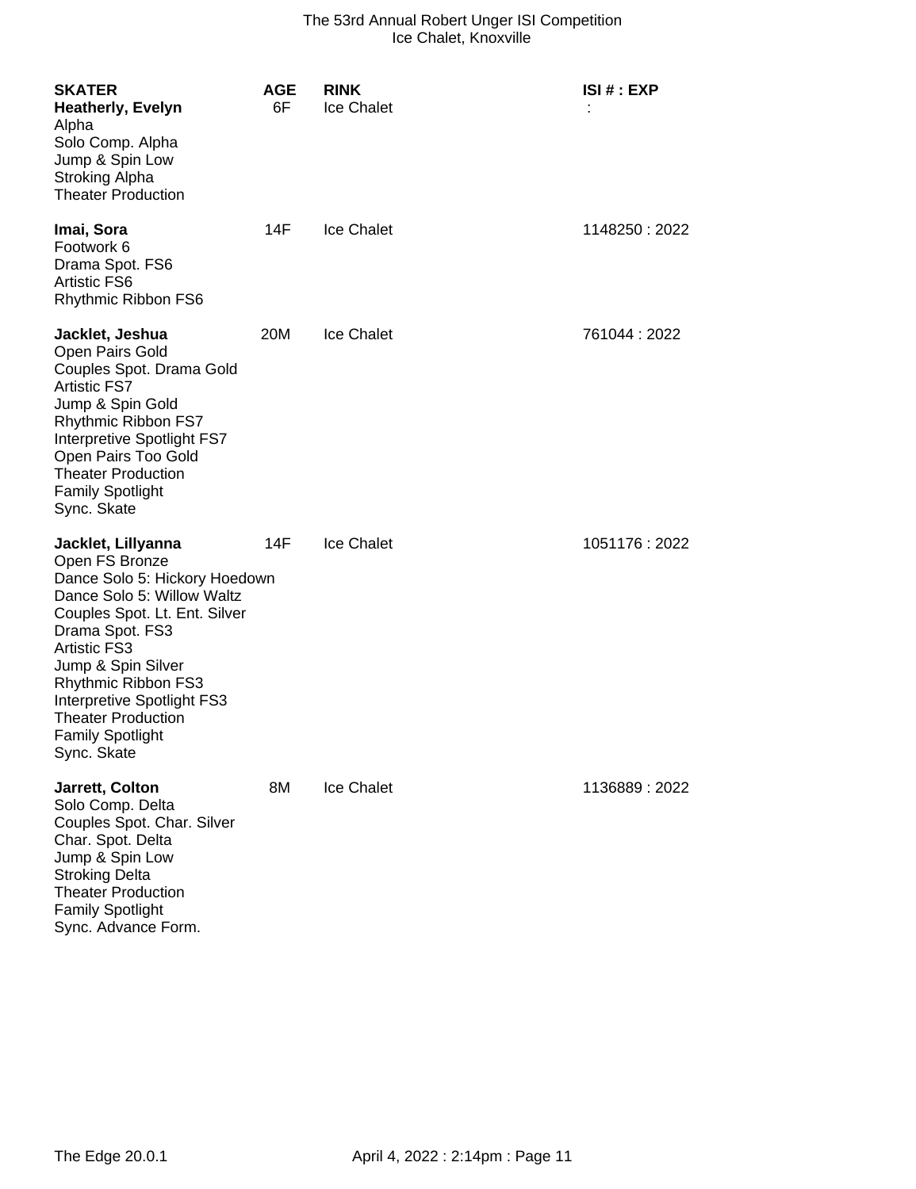| SKATER | AGE | RINK | ISI # : EXP |
|---|---|---|---|
| **Heatherly, Evelyn**<br>Alpha<br>Solo Comp. Alpha<br>Jump & Spin Low<br>Stroking Alpha<br>Theater Production | 6F | Ice Chalet | : |
| **Imai, Sora**<br>Footwork 6<br>Drama Spot. FS6<br>Artistic FS6<br>Rhythmic Ribbon FS6 | 14F | Ice Chalet | 1148250 : 2022 |
| **Jacklet, Jeshua**<br>Open Pairs Gold<br>Couples Spot. Drama Gold<br>Artistic FS7<br>Jump & Spin Gold<br>Rhythmic Ribbon FS7<br>Interpretive Spotlight FS7<br>Open Pairs Too Gold<br>Theater Production<br>Family Spotlight<br>Sync. Skate | 20M | Ice Chalet | 761044 : 2022 |
| **Jacklet, Lillyanna**<br>Open FS Bronze<br>Dance Solo 5: Hickory Hoedown<br>Dance Solo 5: Willow Waltz<br>Couples Spot. Lt. Ent. Silver<br>Drama Spot. FS3<br>Artistic FS3<br>Jump & Spin Silver<br>Rhythmic Ribbon FS3<br>Interpretive Spotlight FS3<br>Theater Production<br>Family Spotlight<br>Sync. Skate | 14F | Ice Chalet | 1051176 : 2022 |
| **Jarrett, Colton**<br>Solo Comp. Delta<br>Couples Spot. Char. Silver<br>Char. Spot. Delta<br>Jump & Spin Low<br>Stroking Delta<br>Theater Production<br>Family Spotlight<br>Sync. Advance Form. | 8M | Ice Chalet | 1136889 : 2022 |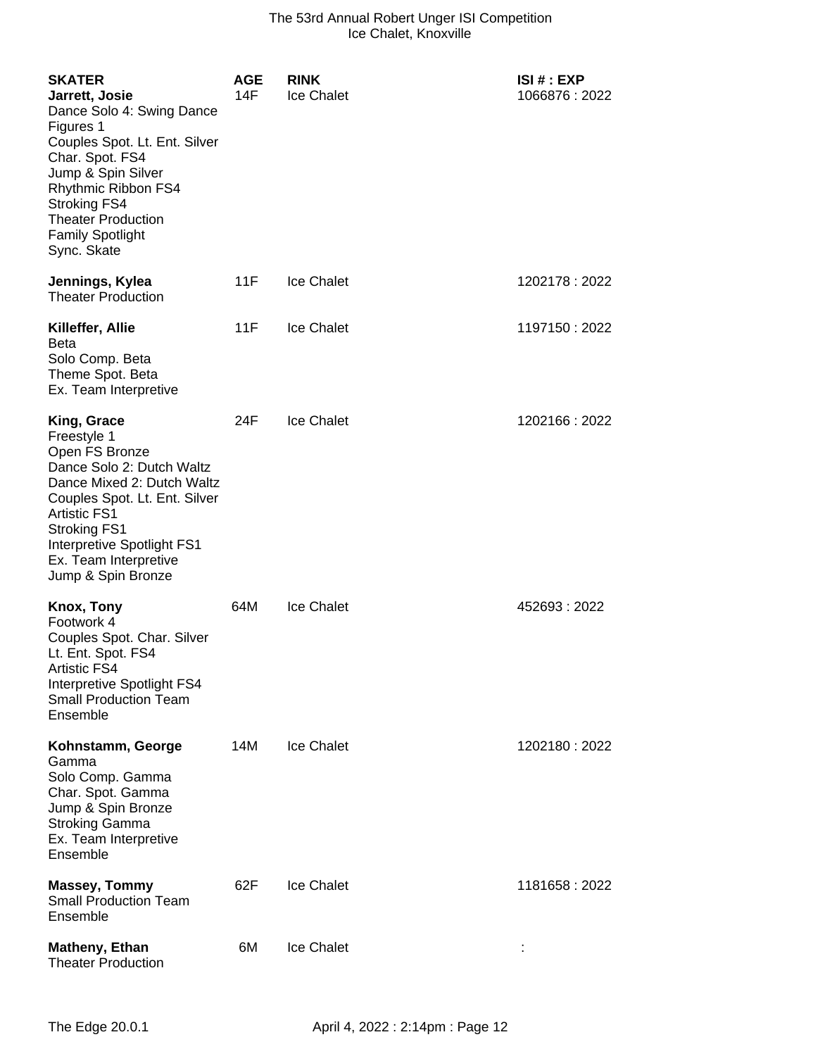| SKATER | AGE | RINK | ISI # : EXP |
|---|---|---|---|
| **Jarrett, Josie** | 14F | Ice Chalet | 1066876 : 2022 |
| Dance Solo 4: Swing Dance | | | |
| Figures 1 | | | |
| Couples Spot. Lt. Ent. Silver | | | |
| Char. Spot. FS4 | | | |
| Jump & Spin Silver | | | |
| Rhythmic Ribbon FS4 | | | |
| Stroking FS4 | | | |
| Theater Production | | | |
| Family Spotlight | | | |
| Sync. Skate | | | |
| **Jennings, Kylea** | 11F | Ice Chalet | 1202178 : 2022 |
| Theater Production | | | |
| **Killeffer, Allie** | 11F | Ice Chalet | 1197150 : 2022 |
| Beta | | | |
| Solo Comp. Beta | | | |
| Theme Spot. Beta | | | |
| Ex. Team Interpretive | | | |
| **King, Grace** | 24F | Ice Chalet | 1202166 : 2022 |
| Freestyle 1 | | | |
| Open FS Bronze | | | |
| Dance Solo 2: Dutch Waltz | | | |
| Dance Mixed 2: Dutch Waltz | | | |
| Couples Spot. Lt. Ent. Silver | | | |
| Artistic FS1 | | | |
| Stroking FS1 | | | |
| Interpretive Spotlight FS1 | | | |
| Ex. Team Interpretive | | | |
| Jump & Spin Bronze | | | |
| **Knox, Tony** | 64M | Ice Chalet | 452693 : 2022 |
| Footwork 4 | | | |
| Couples Spot. Char. Silver | | | |
| Lt. Ent. Spot. FS4 | | | |
| Artistic FS4 | | | |
| Interpretive Spotlight FS4 | | | |
| Small Production Team Ensemble | | | |
| **Kohnstamm, George** | 14M | Ice Chalet | 1202180 : 2022 |
| Gamma | | | |
| Solo Comp. Gamma | | | |
| Char. Spot. Gamma | | | |
| Jump & Spin Bronze | | | |
| Stroking Gamma | | | |
| Ex. Team Interpretive Ensemble | | | |
| **Massey, Tommy** | 62F | Ice Chalet | 1181658 : 2022 |
| Small Production Team Ensemble | | | |
| **Matheny, Ethan** | 6M | Ice Chalet | : |
| Theater Production | | | |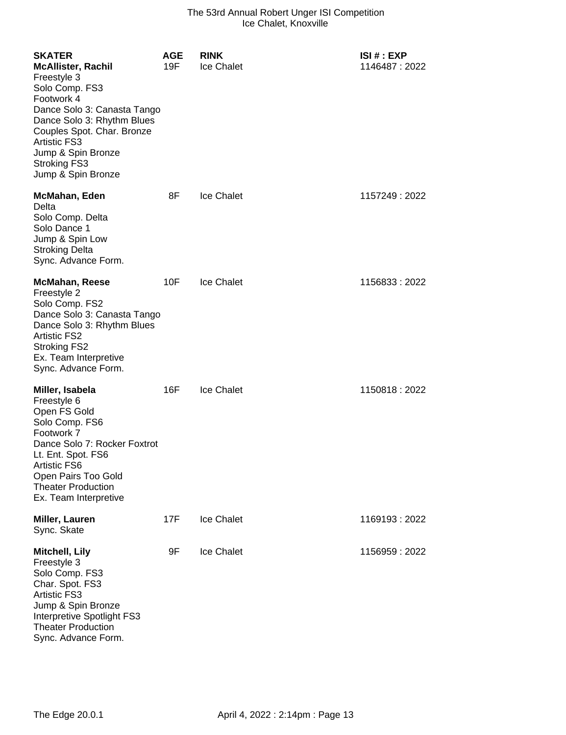| SKATER | AGE | RINK | ISI # : EXP |
|---|---|---|---|
| **McAllister, Rachil** | 19F | Ice Chalet | 1146487 : 2022 |
| Freestyle 3 | | | |
| Solo Comp. FS3 | | | |
| Footwork 4 | | | |
| Dance Solo 3: Canasta Tango | | | |
| Dance Solo 3: Rhythm Blues | | | |
| Couples Spot. Char. Bronze | | | |
| Artistic FS3 | | | |
| Jump & Spin Bronze | | | |
| Stroking FS3 | | | |
| Jump & Spin Bronze | | | |
| **McMahan, Eden** | 8F | Ice Chalet | 1157249 : 2022 |
| Delta | | | |
| Solo Comp. Delta | | | |
| Solo Dance 1 | | | |
| Jump & Spin Low | | | |
| Stroking Delta | | | |
| Sync. Advance Form. | | | |
| **McMahan, Reese** | 10F | Ice Chalet | 1156833 : 2022 |
| Freestyle 2 | | | |
| Solo Comp. FS2 | | | |
| Dance Solo 3: Canasta Tango | | | |
| Dance Solo 3: Rhythm Blues | | | |
| Artistic FS2 | | | |
| Stroking FS2 | | | |
| Ex. Team Interpretive | | | |
| Sync. Advance Form. | | | |
| **Miller, Isabela** | 16F | Ice Chalet | 1150818 : 2022 |
| Freestyle 6 | | | |
| Open FS Gold | | | |
| Solo Comp. FS6 | | | |
| Footwork 7 | | | |
| Dance Solo 7: Rocker Foxtrot | | | |
| Lt. Ent. Spot. FS6 | | | |
| Artistic FS6 | | | |
| Open Pairs Too Gold | | | |
| Theater Production | | | |
| Ex. Team Interpretive | | | |
| **Miller, Lauren** | 17F | Ice Chalet | 1169193 : 2022 |
| Sync. Skate | | | |
| **Mitchell, Lily** | 9F | Ice Chalet | 1156959 : 2022 |
| Freestyle 3 | | | |
| Solo Comp. FS3 | | | |
| Char. Spot. FS3 | | | |
| Artistic FS3 | | | |
| Jump & Spin Bronze | | | |
| Interpretive Spotlight FS3 | | | |
| Theater Production | | | |
| Sync. Advance Form. | | | |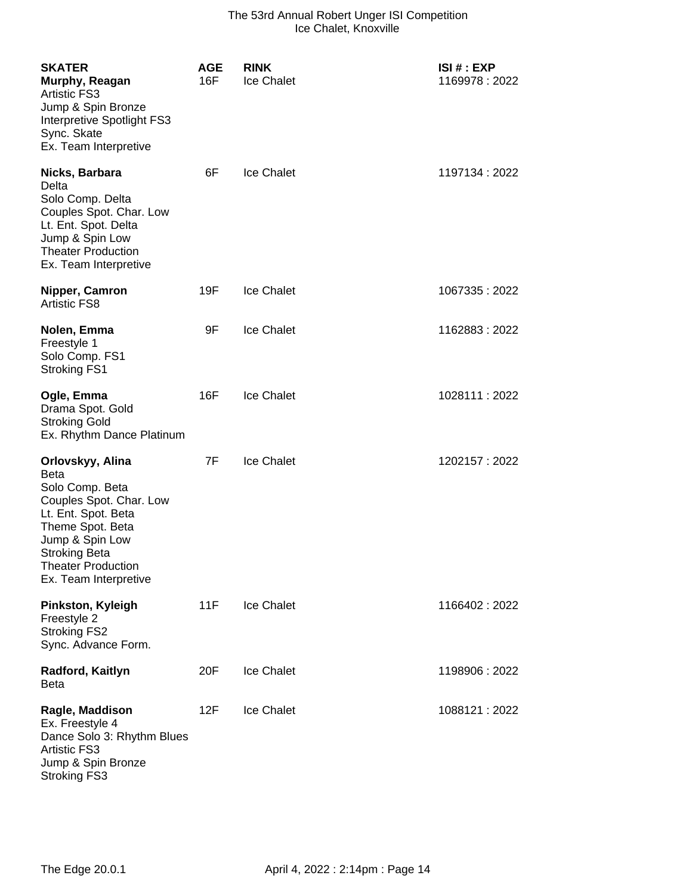| SKATER | AGE | RINK | ISI # : EXP |
|---|---|---|---|
| **Murphy, Reagan**<br>Artistic FS3<br>Jump & Spin Bronze<br>Interpretive Spotlight FS3<br>Sync. Skate<br>Ex. Team Interpretive | 16F | Ice Chalet | 1169978 : 2022 |
| **Nicks, Barbara**<br>Delta<br>Solo Comp. Delta<br>Couples Spot. Char. Low<br>Lt. Ent. Spot. Delta<br>Jump & Spin Low<br>Theater Production<br>Ex. Team Interpretive | 6F | Ice Chalet | 1197134 : 2022 |
| **Nipper, Camron**<br>Artistic FS8 | 19F | Ice Chalet | 1067335 : 2022 |
| **Nolen, Emma**<br>Freestyle 1<br>Solo Comp. FS1<br>Stroking FS1 | 9F | Ice Chalet | 1162883 : 2022 |
| **Ogle, Emma**<br>Drama Spot. Gold<br>Stroking Gold<br>Ex. Rhythm Dance Platinum | 16F | Ice Chalet | 1028111 : 2022 |
| **Orlovskyy, Alina**<br>Beta<br>Solo Comp. Beta<br>Couples Spot. Char. Low<br>Lt. Ent. Spot. Beta<br>Theme Spot. Beta<br>Jump & Spin Low<br>Stroking Beta<br>Theater Production<br>Ex. Team Interpretive | 7F | Ice Chalet | 1202157 : 2022 |
| **Pinkston, Kyleigh**<br>Freestyle 2<br>Stroking FS2<br>Sync. Advance Form. | 11F | Ice Chalet | 1166402 : 2022 |
| **Radford, Kaitlyn**<br>Beta | 20F | Ice Chalet | 1198906 : 2022 |
| **Ragle, Maddison**<br>Ex. Freestyle 4<br>Dance Solo 3: Rhythm Blues<br>Artistic FS3<br>Jump & Spin Bronze<br>Stroking FS3 | 12F | Ice Chalet | 1088121 : 2022 |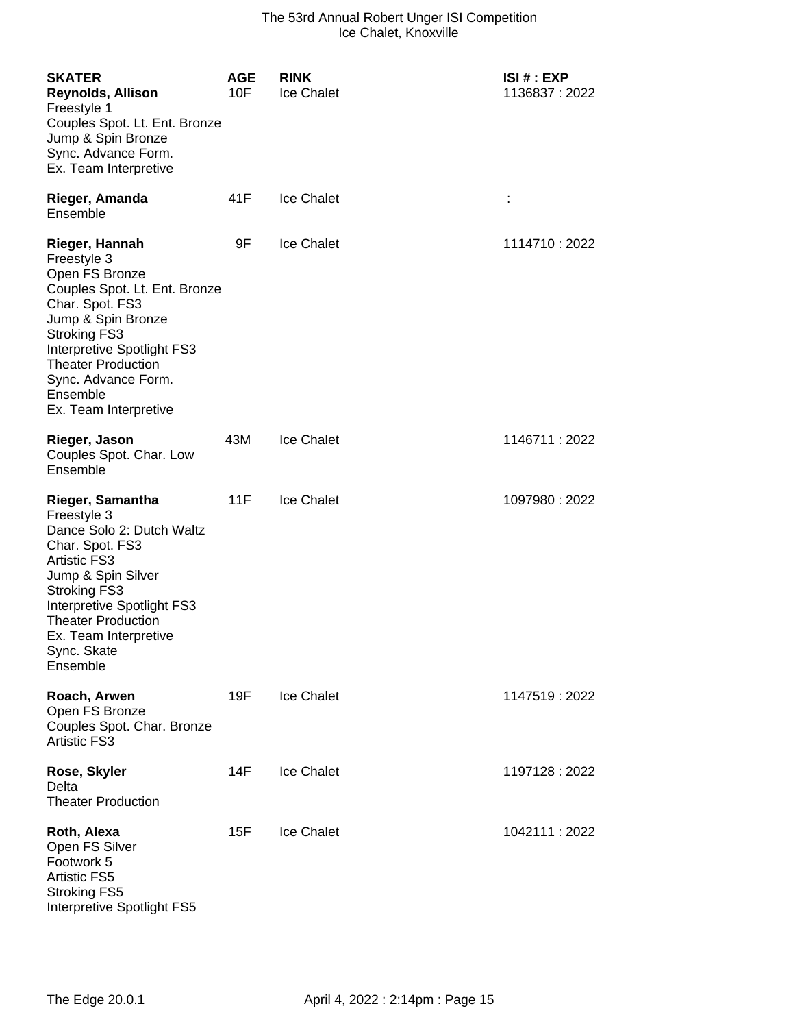| SKATER | AGE | RINK | ISI # : EXP |
|---|---|---|---|
| **Reynolds, Allison** | 10F | Ice Chalet | 1136837 : 2022 |
| Freestyle 1 | | | |
| Couples Spot. Lt. Ent. Bronze | | | |
| Jump & Spin Bronze | | | |
| Sync. Advance Form. | | | |
| Ex. Team Interpretive | | | |
| **Rieger, Amanda** | 41F | Ice Chalet | : |
| Ensemble | | | |
| **Rieger, Hannah** | 9F | Ice Chalet | 1114710 : 2022 |
| Freestyle 3 | | | |
| Open FS Bronze | | | |
| Couples Spot. Lt. Ent. Bronze | | | |
| Char. Spot. FS3 | | | |
| Jump & Spin Bronze | | | |
| Stroking FS3 | | | |
| Interpretive Spotlight FS3 | | | |
| Theater Production | | | |
| Sync. Advance Form. | | | |
| Ensemble | | | |
| Ex. Team Interpretive | | | |
| **Rieger, Jason** | 43M | Ice Chalet | 1146711 : 2022 |
| Couples Spot. Char. Low | | | |
| Ensemble | | | |
| **Rieger, Samantha** | 11F | Ice Chalet | 1097980 : 2022 |
| Freestyle 3 | | | |
| Dance Solo 2: Dutch Waltz | | | |
| Char. Spot. FS3 | | | |
| Artistic FS3 | | | |
| Jump & Spin Silver | | | |
| Stroking FS3 | | | |
| Interpretive Spotlight FS3 | | | |
| Theater Production | | | |
| Ex. Team Interpretive | | | |
| Sync. Skate | | | |
| Ensemble | | | |
| **Roach, Arwen** | 19F | Ice Chalet | 1147519 : 2022 |
| Open FS Bronze | | | |
| Couples Spot. Char. Bronze | | | |
| Artistic FS3 | | | |
| **Rose, Skyler** | 14F | Ice Chalet | 1197128 : 2022 |
| Delta | | | |
| Theater Production | | | |
| **Roth, Alexa** | 15F | Ice Chalet | 1042111 : 2022 |
| Open FS Silver | | | |
| Footwork 5 | | | |
| Artistic FS5 | | | |
| Stroking FS5 | | | |
| Interpretive Spotlight FS5 | | | |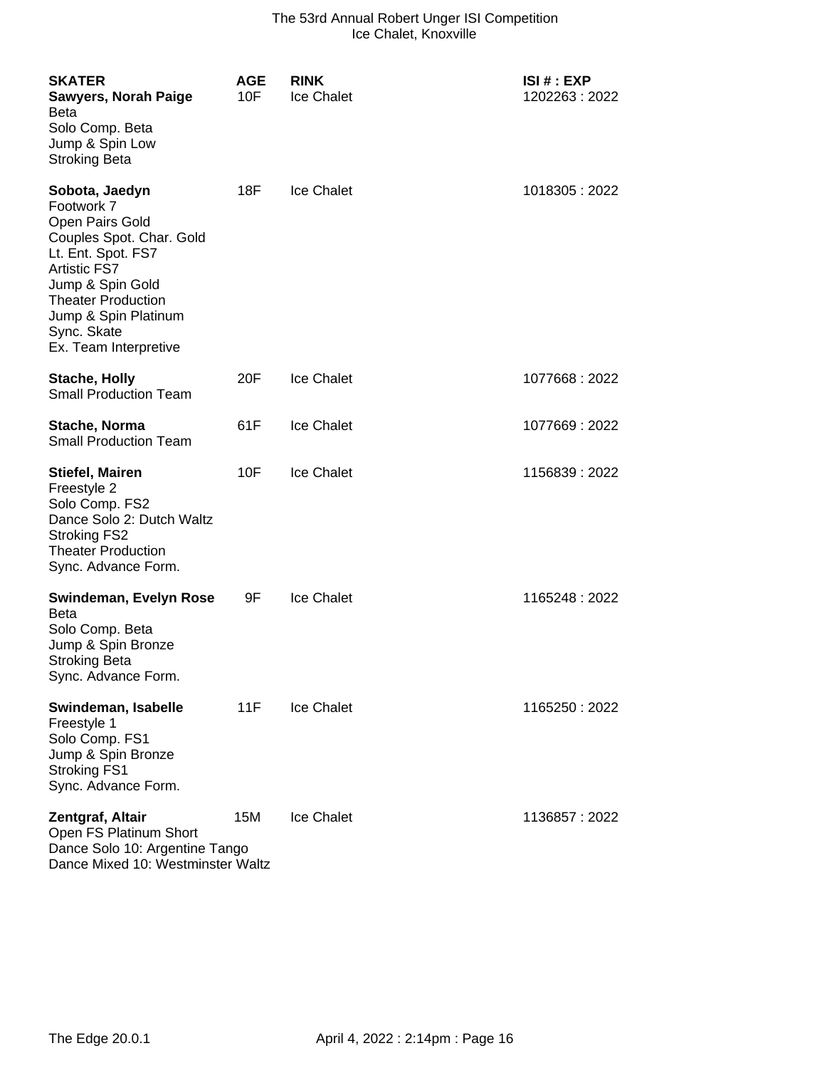| SKATER | AGE | RINK | ISI # : EXP |
|---|---|---|---|
| **Sawyers, Norah Paige**<br>Beta<br>Solo Comp. Beta<br>Jump & Spin Low<br>Stroking Beta | 10F | Ice Chalet | 1202263 : 2022 |
| **Sobota, Jaedyn**<br>Footwork 7<br>Open Pairs Gold<br>Couples Spot. Char. Gold<br>Lt. Ent. Spot. FS7<br>Artistic FS7<br>Jump & Spin Gold<br>Theater Production<br>Jump & Spin Platinum<br>Sync. Skate<br>Ex. Team Interpretive | 18F | Ice Chalet | 1018305 : 2022 |
| **Stache, Holly**<br>Small Production Team | 20F | Ice Chalet | 1077668 : 2022 |
| **Stache, Norma**<br>Small Production Team | 61F | Ice Chalet | 1077669 : 2022 |
| **Stiefel, Mairen**<br>Freestyle 2<br>Solo Comp. FS2<br>Dance Solo 2: Dutch Waltz<br>Stroking FS2<br>Theater Production<br>Sync. Advance Form. | 10F | Ice Chalet | 1156839 : 2022 |
| **Swindeman, Evelyn Rose**<br>Beta<br>Solo Comp. Beta<br>Jump & Spin Bronze<br>Stroking Beta<br>Sync. Advance Form. | 9F | Ice Chalet | 1165248 : 2022 |
| **Swindeman, Isabelle**<br>Freestyle 1<br>Solo Comp. FS1<br>Jump & Spin Bronze<br>Stroking FS1<br>Sync. Advance Form. | 11F | Ice Chalet | 1165250 : 2022 |
| **Zentgraf, Altair**<br>Open FS Platinum Short<br>Dance Solo 10: Argentine Tango<br>Dance Mixed 10: Westminster Waltz | 15M | Ice Chalet | 1136857 : 2022 |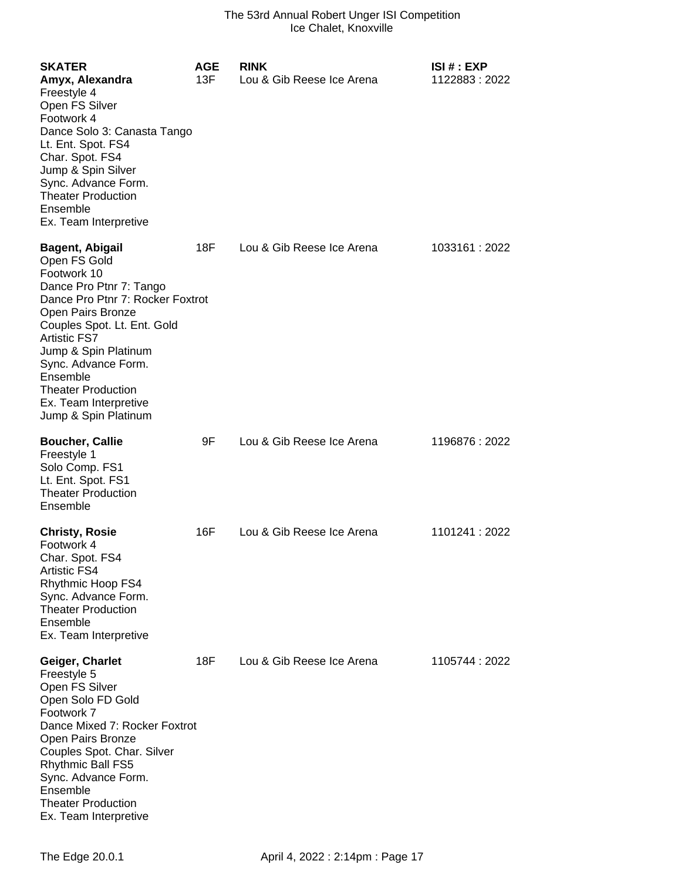The 53rd Annual Robert Unger ISI Competition
Ice Chalet, Knoxville

| SKATER | AGE | RINK | ISI # : EXP |
|---|---|---|---|
| **Amyx, Alexandra** | 13F | Lou & Gib Reese Ice Arena | 1122883 : 2022 |
| Freestyle 4 | | | |
| Open FS Silver | | | |
| Footwork 4 | | | |
| Dance Solo 3: Canasta Tango | | | |
| Lt. Ent. Spot. FS4 | | | |
| Char. Spot. FS4 | | | |
| Jump & Spin Silver | | | |
| Sync. Advance Form. | | | |
| Theater Production | | | |
| Ensemble | | | |
| Ex. Team Interpretive | | | |
| **Bagent, Abigail** | 18F | Lou & Gib Reese Ice Arena | 1033161 : 2022 |
| Open FS Gold | | | |
| Footwork 10 | | | |
| Dance Pro Ptnr 7: Tango | | | |
| Dance Pro Ptnr 7: Rocker Foxtrot | | | |
| Open Pairs Bronze | | | |
| Couples Spot. Lt. Ent. Gold | | | |
| Artistic FS7 | | | |
| Jump & Spin Platinum | | | |
| Sync. Advance Form. | | | |
| Ensemble | | | |
| Theater Production | | | |
| Ex. Team Interpretive | | | |
| Jump & Spin Platinum | | | |
| **Boucher, Callie** | 9F | Lou & Gib Reese Ice Arena | 1196876 : 2022 |
| Freestyle 1 | | | |
| Solo Comp. FS1 | | | |
| Lt. Ent. Spot. FS1 | | | |
| Theater Production | | | |
| Ensemble | | | |
| **Christy, Rosie** | 16F | Lou & Gib Reese Ice Arena | 1101241 : 2022 |
| Footwork 4 | | | |
| Char. Spot. FS4 | | | |
| Artistic FS4 | | | |
| Rhythmic Hoop FS4 | | | |
| Sync. Advance Form. | | | |
| Theater Production | | | |
| Ensemble | | | |
| Ex. Team Interpretive | | | |
| **Geiger, Charlet** | 18F | Lou & Gib Reese Ice Arena | 1105744 : 2022 |
| Freestyle 5 | | | |
| Open FS Silver | | | |
| Open Solo FD Gold | | | |
| Footwork 7 | | | |
| Dance Mixed 7: Rocker Foxtrot | | | |
| Open Pairs Bronze | | | |
| Couples Spot. Char. Silver | | | |
| Rhythmic Ball FS5 | | | |
| Sync. Advance Form. | | | |
| Ensemble | | | |
| Theater Production | | | |
| Ex. Team Interpretive | | | |

The Edge 20.0.1 April 4, 2022 : 2:14pm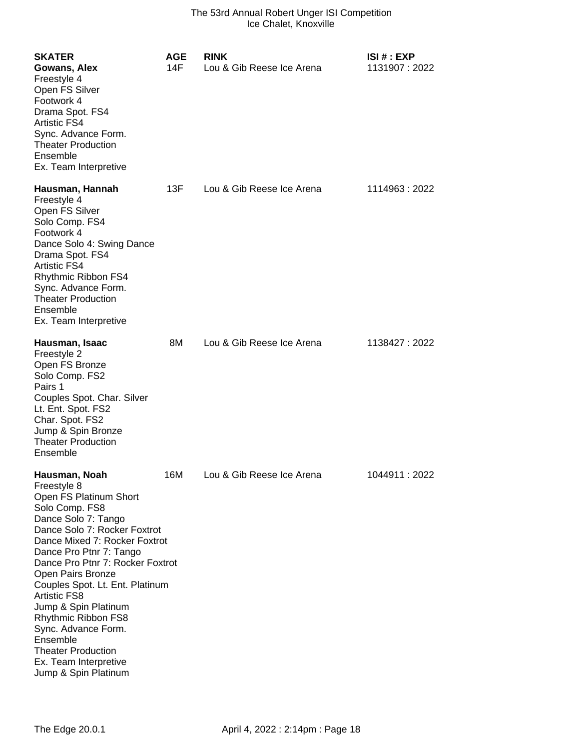| SKATER | AGE | RINK | ISI # : EXP |
|---|---|---|---|
| **Gowans, Alex** | 14F | Lou & Gib Reese Ice Arena | 1131907 : 2022 |
| Freestyle 4<br>Open FS Silver<br>Footwork 4<br>Drama Spot. FS4<br>Artistic FS4<br>Sync. Advance Form.<br>Theater Production<br>Ensemble<br>Ex. Team Interpretive | | | |
| **Hausman, Hannah** | 13F | Lou & Gib Reese Ice Arena | 1114963 : 2022 |
| Freestyle 4<br>Open FS Silver<br>Solo Comp. FS4<br>Footwork 4<br>Dance Solo 4: Swing Dance<br>Drama Spot. FS4<br>Artistic FS4<br>Rhythmic Ribbon FS4<br>Sync. Advance Form.<br>Theater Production<br>Ensemble<br>Ex. Team Interpretive | | | |
| **Hausman, Isaac** | 8M | Lou & Gib Reese Ice Arena | 1138427 : 2022 |
| Freestyle 2<br>Open FS Bronze<br>Solo Comp. FS2<br>Pairs 1<br>Couples Spot. Char. Silver<br>Lt. Ent. Spot. FS2<br>Char. Spot. FS2<br>Jump & Spin Bronze<br>Theater Production<br>Ensemble | | | |
| **Hausman, Noah** | 16M | Lou & Gib Reese Ice Arena | 1044911 : 2022 |
| Freestyle 8<br>Open FS Platinum Short<br>Solo Comp. FS8<br>Dance Solo 7: Tango<br>Dance Solo 7: Rocker Foxtrot<br>Dance Mixed 7: Rocker Foxtrot<br>Dance Pro Ptnr 7: Tango<br>Dance Pro Ptnr 7: Rocker Foxtrot<br>Open Pairs Bronze<br>Couples Spot. Lt. Ent. Platinum<br>Artistic FS8<br>Jump & Spin Platinum<br>Rhythmic Ribbon FS8<br>Sync. Advance Form.<br>Ensemble<br>Theater Production<br>Ex. Team Interpretive<br>Jump & Spin Platinum | | | |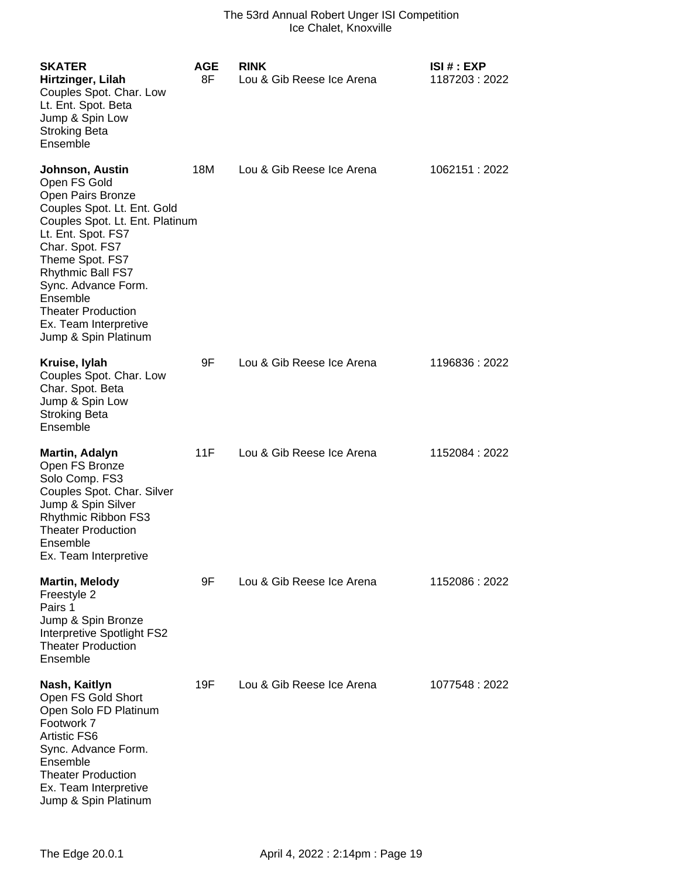| SKATER | AGE | RINK | ISI # : EXP |
|---|---|---|---|
| **Hirtzinger, Lilah** | 8F | Lou & Gib Reese Ice Arena | 1187203 : 2022 |
| Couples Spot. Char. Low | | | |
| Lt. Ent. Spot. Beta | | | |
| Jump & Spin Low | | | |
| Stroking Beta | | | |
| Ensemble | | | |
| **Johnson, Austin** | 18M | Lou & Gib Reese Ice Arena | 1062151 : 2022 |
| Open FS Gold | | | |
| Open Pairs Bronze | | | |
| Couples Spot. Lt. Ent. Gold | | | |
| Couples Spot. Lt. Ent. Platinum | | | |
| Lt. Ent. Spot. FS7 | | | |
| Char. Spot. FS7 | | | |
| Theme Spot. FS7 | | | |
| Rhythmic Ball FS7 | | | |
| Sync. Advance Form. | | | |
| Ensemble | | | |
| Theater Production | | | |
| Ex. Team Interpretive | | | |
| Jump & Spin Platinum | | | |
| **Kruise, Iylah** | 9F | Lou & Gib Reese Ice Arena | 1196836 : 2022 |
| Couples Spot. Char. Low | | | |
| Char. Spot. Beta | | | |
| Jump & Spin Low | | | |
| Stroking Beta | | | |
| Ensemble | | | |
| **Martin, Adalyn** | 11F | Lou & Gib Reese Ice Arena | 1152084 : 2022 |
| Open FS Bronze | | | |
| Solo Comp. FS3 | | | |
| Couples Spot. Char. Silver | | | |
| Jump & Spin Silver | | | |
| Rhythmic Ribbon FS3 | | | |
| Theater Production | | | |
| Ensemble | | | |
| Ex. Team Interpretive | | | |
| **Martin, Melody** | 9F | Lou & Gib Reese Ice Arena | 1152086 : 2022 |
| Freestyle 2 | | | |
| Pairs 1 | | | |
| Jump & Spin Bronze | | | |
| Interpretive Spotlight FS2 | | | |
| Theater Production | | | |
| Ensemble | | | |
| **Nash, Kaitlyn** | 19F | Lou & Gib Reese Ice Arena | 1077548 : 2022 |
| Open FS Gold Short | | | |
| Open Solo FD Platinum | | | |
| Footwork 7 | | | |
| Artistic FS6 | | | |
| Sync. Advance Form. | | | |
| Ensemble | | | |
| Theater Production | | | |
| Ex. Team Interpretive | | | |
| Jump & Spin Platinum | | | |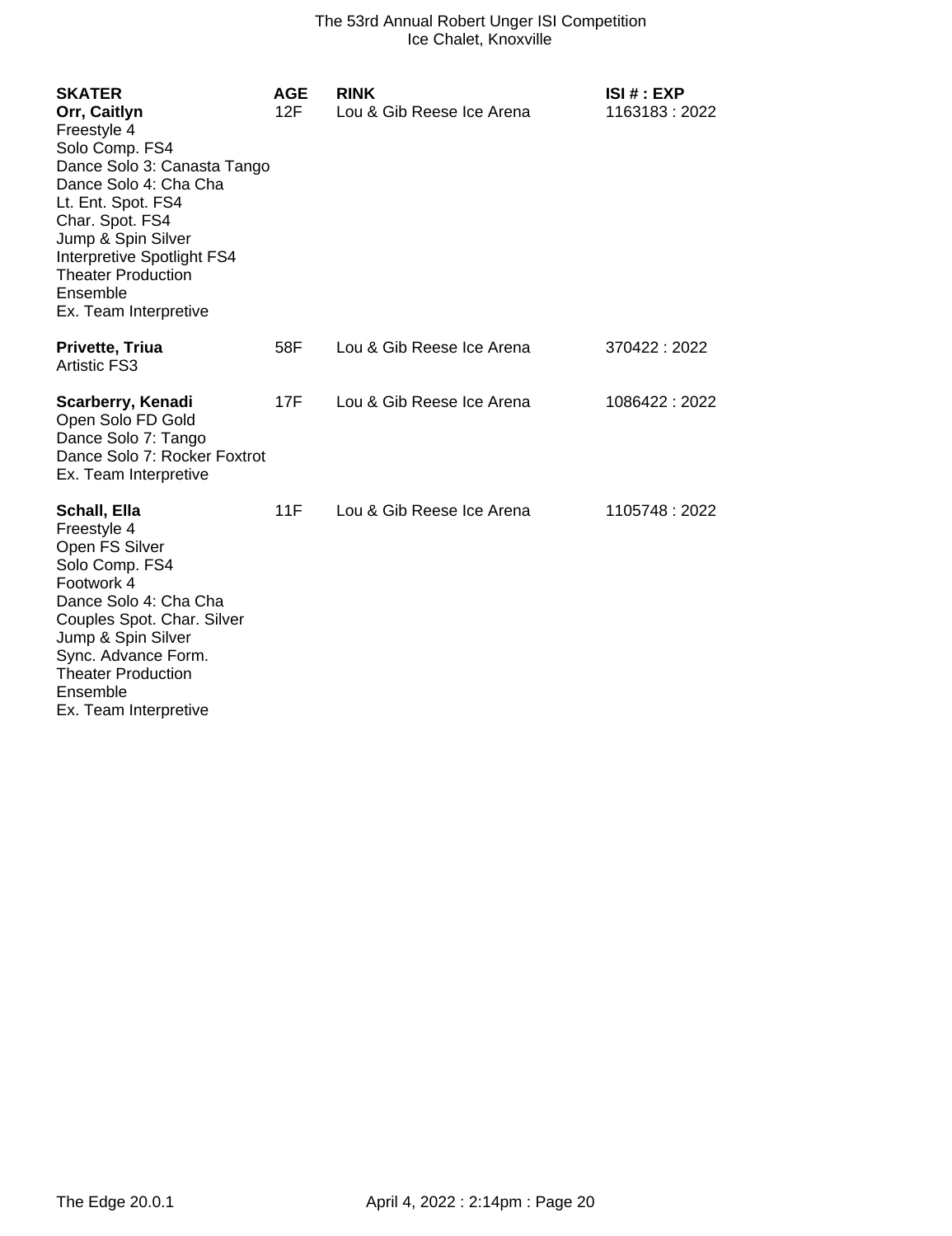| SKATER | AGE | RINK | ISI # : EXP |
| --- | --- | --- | --- |
| **Orr, Caitlyn** | 12F | Lou & Gib Reese Ice Arena | 1163183 : 2022 |
| Freestyle 4<br>Solo Comp. FS4<br>Dance Solo 3: Canasta Tango<br>Dance Solo 4: Cha Cha<br>Lt. Ent. Spot. FS4<br>Char. Spot. FS4<br>Jump & Spin Silver<br>Interpretive Spotlight FS4<br>Theater Production<br>Ensemble<br>Ex. Team Interpretive | | | |
| **Privette, Triua** | 58F | Lou & Gib Reese Ice Arena | 370422 : 2022 |
| Artistic FS3 | | | |
| **Scarberry, Kenadi** | 17F | Lou & Gib Reese Ice Arena | 1086422 : 2022 |
| Open Solo FD Gold<br>Dance Solo 7: Tango<br>Dance Solo 7: Rocker Foxtrot<br>Ex. Team Interpretive | | | |
| **Schall, Ella** | 11F | Lou & Gib Reese Ice Arena | 1105748 : 2022 |
| Freestyle 4<br>Open FS Silver<br>Solo Comp. FS4<br>Footwork 4<br>Dance Solo 4: Cha Cha<br>Couples Spot. Char. Silver<br>Jump & Spin Silver<br>Sync. Advance Form.<br>Theater Production<br>Ensemble<br>Ex. Team Interpretive | | | |